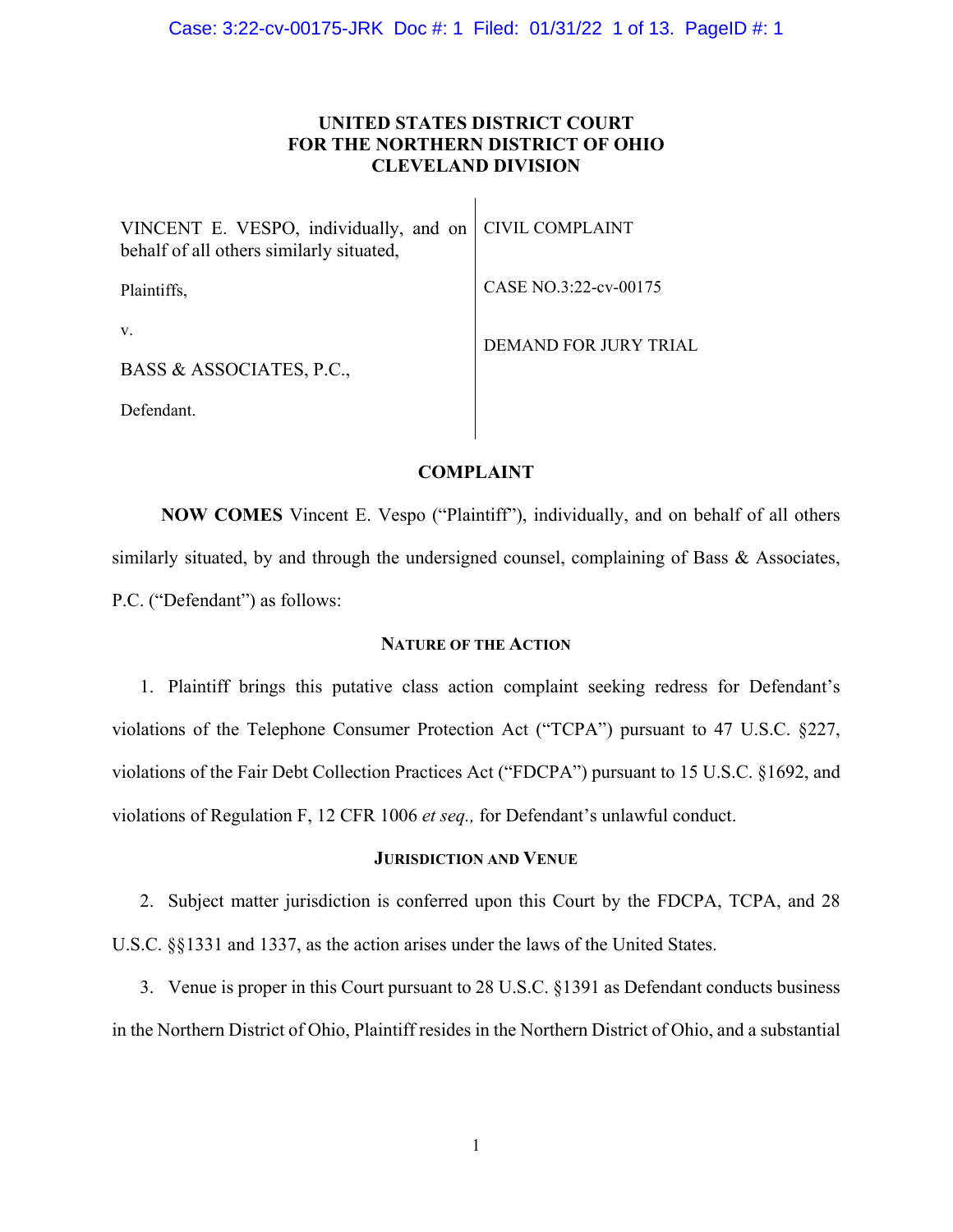# UNITED STATES DISTRICT COURT
# FOR THE NORTHERN DISTRICT OF OHIO
# CLEVELAND DIVISION

| | |
|---|---|
| VINCENT E. VESPO, individually, and on behalf of all others similarly situated,<br><br>Plaintiffs,<br><br>v.<br><br>BASS & ASSOCIATES, P.C.,<br><br>Defendant. | CIVIL COMPLAINT<br><br>CASE NO.3:22-cv-00175<br><br>DEMAND FOR JURY TRIAL |

## COMPLAINT

**NOW COMES** Vincent E. Vespo ("Plaintiff"), individually, and on behalf of all others similarly situated, by and through the undersigned counsel, complaining of Bass & Associates, P.C. ("Defendant") as follows:

### NATURE OF THE ACTION

1. Plaintiff brings this putative class action complaint seeking redress for Defendant's violations of the Telephone Consumer Protection Act ("TCPA") pursuant to 47 U.S.C. §227, violations of the Fair Debt Collection Practices Act ("FDCPA") pursuant to 15 U.S.C. §1692, and violations of Regulation F, 12 CFR 1006 *et seq.,* for Defendant's unlawful conduct.

### JURISDICTION AND VENUE

2. Subject matter jurisdiction is conferred upon this Court by the FDCPA, TCPA, and 28 U.S.C. §§1331 and 1337, as the action arises under the laws of the United States.

3. Venue is proper in this Court pursuant to 28 U.S.C. §1391 as Defendant conducts business in the Northern District of Ohio, Plaintiff resides in the Northern District of Ohio, and a substantial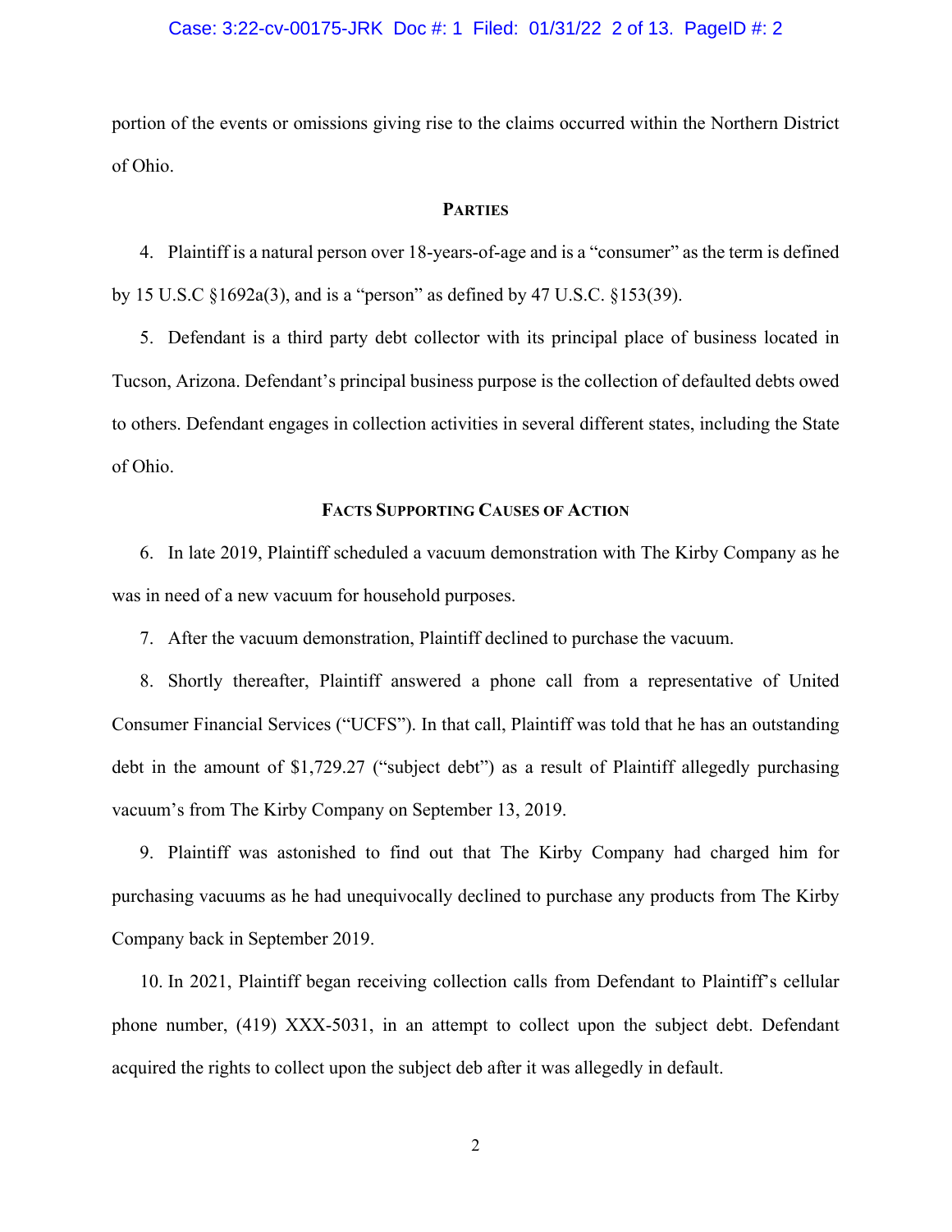portion of the events or omissions giving rise to the claims occurred within the Northern District of Ohio.

## PARTIES

4. Plaintiff is a natural person over 18-years-of-age and is a "consumer" as the term is defined by 15 U.S.C §1692a(3), and is a "person" as defined by 47 U.S.C. §153(39).

5. Defendant is a third party debt collector with its principal place of business located in Tucson, Arizona. Defendant's principal business purpose is the collection of defaulted debts owed to others. Defendant engages in collection activities in several different states, including the State of Ohio.

## FACTS SUPPORTING CAUSES OF ACTION

6. In late 2019, Plaintiff scheduled a vacuum demonstration with The Kirby Company as he was in need of a new vacuum for household purposes.

7. After the vacuum demonstration, Plaintiff declined to purchase the vacuum.

8. Shortly thereafter, Plaintiff answered a phone call from a representative of United Consumer Financial Services ("UCFS"). In that call, Plaintiff was told that he has an outstanding debt in the amount of $1,729.27 ("subject debt") as a result of Plaintiff allegedly purchasing vacuum's from The Kirby Company on September 13, 2019.

9. Plaintiff was astonished to find out that The Kirby Company had charged him for purchasing vacuums as he had unequivocally declined to purchase any products from The Kirby Company back in September 2019.

10. In 2021, Plaintiff began receiving collection calls from Defendant to Plaintiff's cellular phone number, (419) XXX-5031, in an attempt to collect upon the subject debt. Defendant acquired the rights to collect upon the subject deb after it was allegedly in default.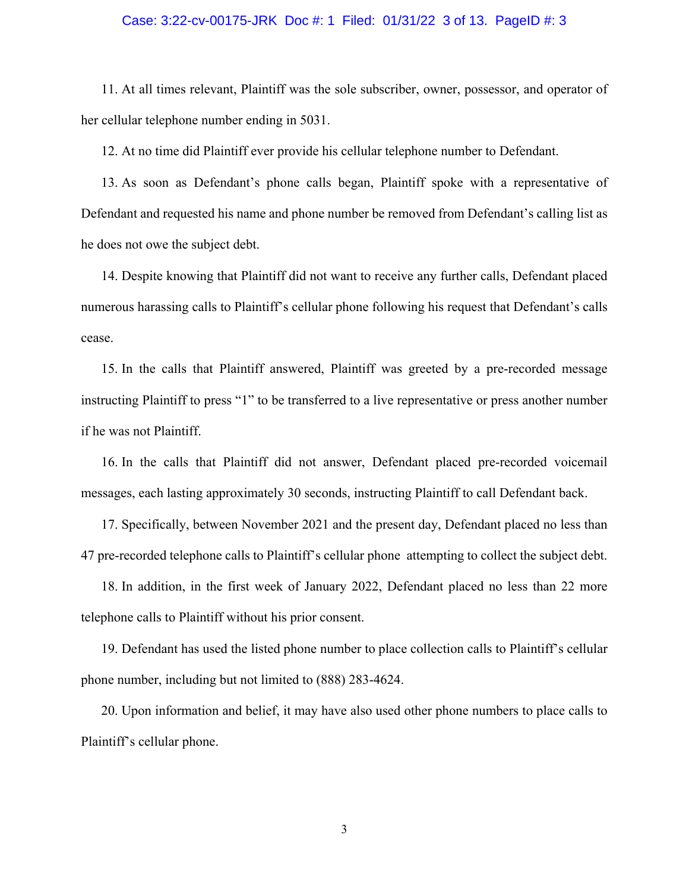11. At all times relevant, Plaintiff was the sole subscriber, owner, possessor, and operator of her cellular telephone number ending in 5031.

12. At no time did Plaintiff ever provide his cellular telephone number to Defendant.

13. As soon as Defendant's phone calls began, Plaintiff spoke with a representative of Defendant and requested his name and phone number be removed from Defendant's calling list as he does not owe the subject debt.

14. Despite knowing that Plaintiff did not want to receive any further calls, Defendant placed numerous harassing calls to Plaintiff's cellular phone following his request that Defendant's calls cease.

15. In the calls that Plaintiff answered, Plaintiff was greeted by a pre-recorded message instructing Plaintiff to press "1" to be transferred to a live representative or press another number if he was not Plaintiff.

16. In the calls that Plaintiff did not answer, Defendant placed pre-recorded voicemail messages, each lasting approximately 30 seconds, instructing Plaintiff to call Defendant back.

17. Specifically, between November 2021 and the present day, Defendant placed no less than 47 pre-recorded telephone calls to Plaintiff's cellular phone attempting to collect the subject debt.

18. In addition, in the first week of January 2022, Defendant placed no less than 22 more telephone calls to Plaintiff without his prior consent.

19. Defendant has used the listed phone number to place collection calls to Plaintiff's cellular phone number, including but not limited to (888) 283-4624.

20. Upon information and belief, it may have also used other phone numbers to place calls to Plaintiff's cellular phone.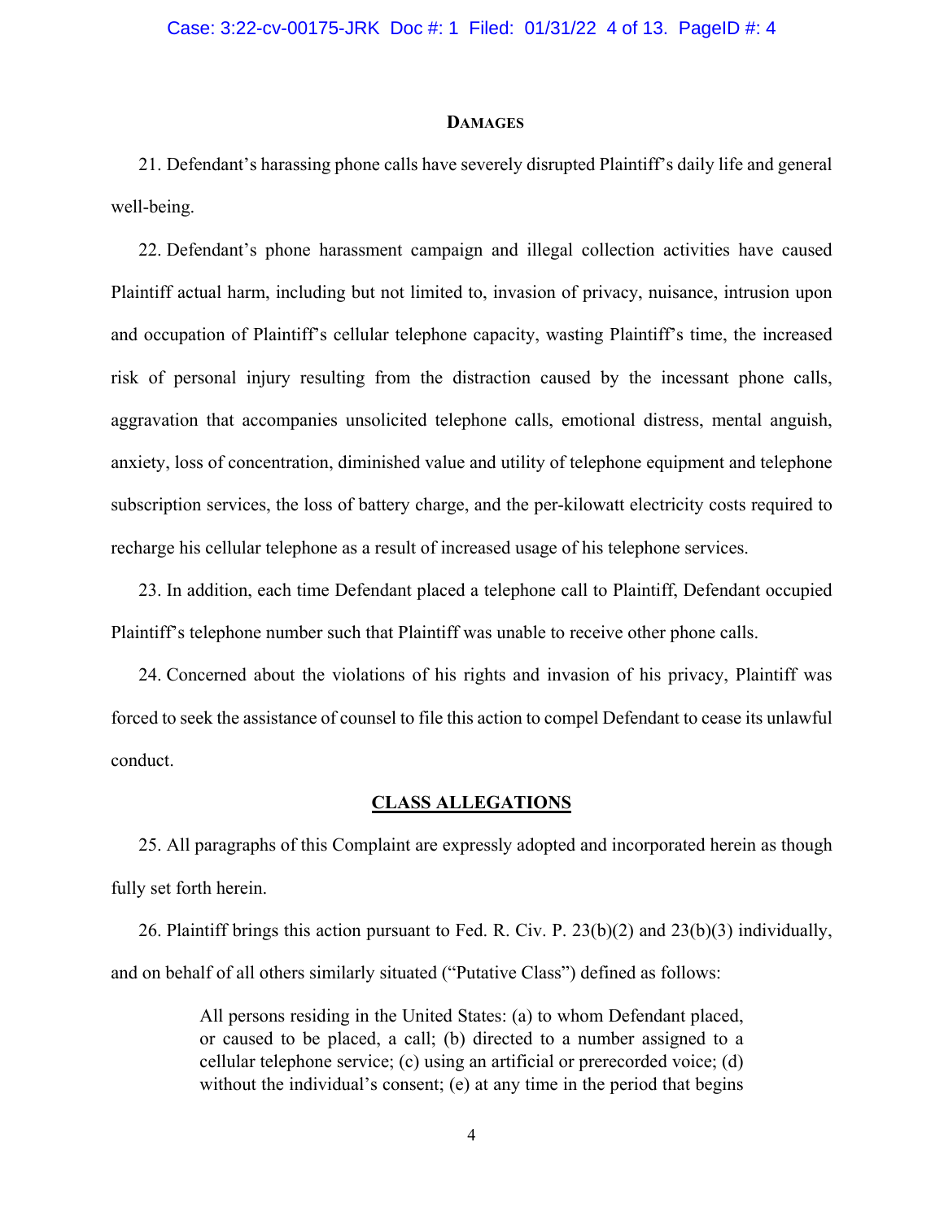## DAMAGES

21. Defendant's harassing phone calls have severely disrupted Plaintiff's daily life and general well-being.

22. Defendant's phone harassment campaign and illegal collection activities have caused Plaintiff actual harm, including but not limited to, invasion of privacy, nuisance, intrusion upon and occupation of Plaintiff's cellular telephone capacity, wasting Plaintiff's time, the increased risk of personal injury resulting from the distraction caused by the incessant phone calls, aggravation that accompanies unsolicited telephone calls, emotional distress, mental anguish, anxiety, loss of concentration, diminished value and utility of telephone equipment and telephone subscription services, the loss of battery charge, and the per-kilowatt electricity costs required to recharge his cellular telephone as a result of increased usage of his telephone services.

23. In addition, each time Defendant placed a telephone call to Plaintiff, Defendant occupied Plaintiff's telephone number such that Plaintiff was unable to receive other phone calls.

24. Concerned about the violations of his rights and invasion of his privacy, Plaintiff was forced to seek the assistance of counsel to file this action to compel Defendant to cease its unlawful conduct.

## CLASS ALLEGATIONS

25. All paragraphs of this Complaint are expressly adopted and incorporated herein as though fully set forth herein.

26. Plaintiff brings this action pursuant to Fed. R. Civ. P. 23(b)(2) and 23(b)(3) individually, and on behalf of all others similarly situated ("Putative Class") defined as follows:

> All persons residing in the United States: (a) to whom Defendant placed, or caused to be placed, a call; (b) directed to a number assigned to a cellular telephone service; (c) using an artificial or prerecorded voice; (d) without the individual's consent; (e) at any time in the period that begins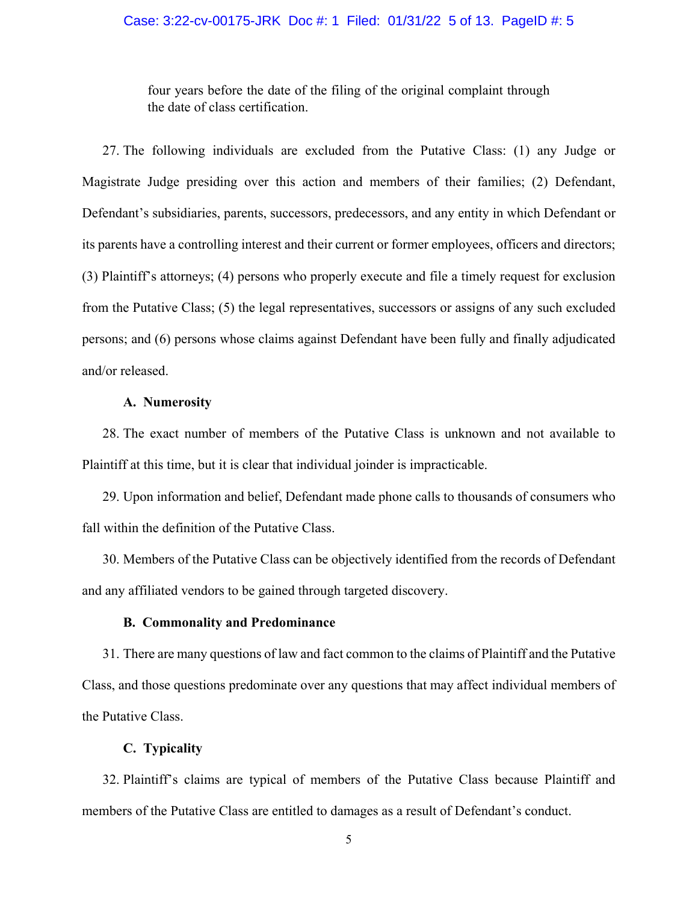four years before the date of the filing of the original complaint through the date of class certification.

27. The following individuals are excluded from the Putative Class: (1) any Judge or Magistrate Judge presiding over this action and members of their families; (2) Defendant, Defendant's subsidiaries, parents, successors, predecessors, and any entity in which Defendant or its parents have a controlling interest and their current or former employees, officers and directors; (3) Plaintiff's attorneys; (4) persons who properly execute and file a timely request for exclusion from the Putative Class; (5) the legal representatives, successors or assigns of any such excluded persons; and (6) persons whose claims against Defendant have been fully and finally adjudicated and/or released.

### A. Numerosity

28. The exact number of members of the Putative Class is unknown and not available to Plaintiff at this time, but it is clear that individual joinder is impracticable.

29. Upon information and belief, Defendant made phone calls to thousands of consumers who fall within the definition of the Putative Class.

30. Members of the Putative Class can be objectively identified from the records of Defendant and any affiliated vendors to be gained through targeted discovery.

### B. Commonality and Predominance

31. There are many questions of law and fact common to the claims of Plaintiff and the Putative Class, and those questions predominate over any questions that may affect individual members of the Putative Class.

### C. Typicality

32. Plaintiff's claims are typical of members of the Putative Class because Plaintiff and members of the Putative Class are entitled to damages as a result of Defendant's conduct.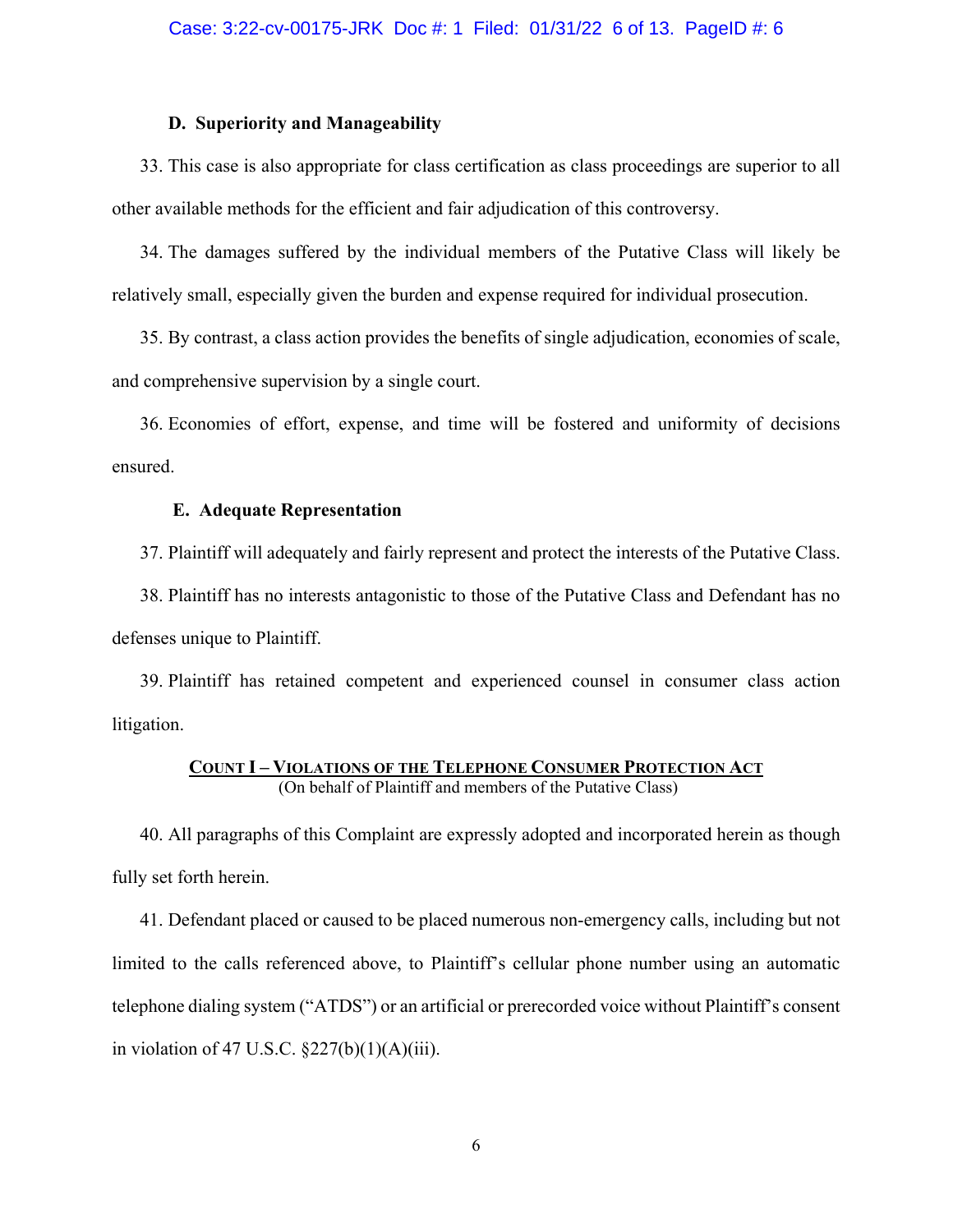### D. Superiority and Manageability

33. This case is also appropriate for class certification as class proceedings are superior to all other available methods for the efficient and fair adjudication of this controversy.

34. The damages suffered by the individual members of the Putative Class will likely be relatively small, especially given the burden and expense required for individual prosecution.

35. By contrast, a class action provides the benefits of single adjudication, economies of scale, and comprehensive supervision by a single court.

36. Economies of effort, expense, and time will be fostered and uniformity of decisions ensured.

### E. Adequate Representation

37. Plaintiff will adequately and fairly represent and protect the interests of the Putative Class.

38. Plaintiff has no interests antagonistic to those of the Putative Class and Defendant has no defenses unique to Plaintiff.

39. Plaintiff has retained competent and experienced counsel in consumer class action litigation.

## COUNT I – VIOLATIONS OF THE TELEPHONE CONSUMER PROTECTION ACT

(On behalf of Plaintiff and members of the Putative Class)

40. All paragraphs of this Complaint are expressly adopted and incorporated herein as though fully set forth herein.

41. Defendant placed or caused to be placed numerous non-emergency calls, including but not limited to the calls referenced above, to Plaintiff's cellular phone number using an automatic telephone dialing system ("ATDS") or an artificial or prerecorded voice without Plaintiff's consent in violation of 47 U.S.C. §227(b)(1)(A)(iii).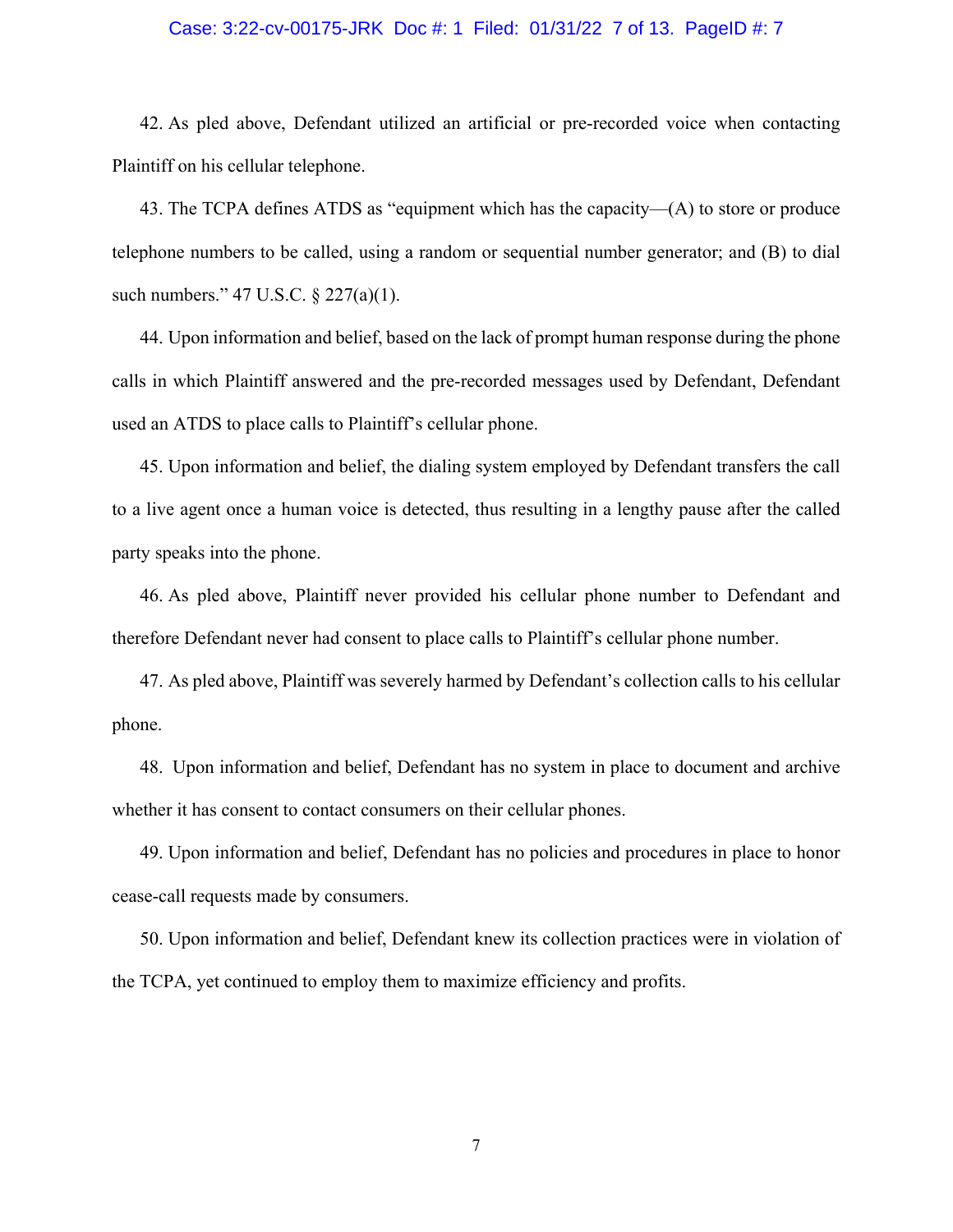42. As pled above, Defendant utilized an artificial or pre-recorded voice when contacting Plaintiff on his cellular telephone.

43. The TCPA defines ATDS as "equipment which has the capacity—(A) to store or produce telephone numbers to be called, using a random or sequential number generator; and (B) to dial such numbers." 47 U.S.C. § 227(a)(1).

44. Upon information and belief, based on the lack of prompt human response during the phone calls in which Plaintiff answered and the pre-recorded messages used by Defendant, Defendant used an ATDS to place calls to Plaintiff's cellular phone.

45. Upon information and belief, the dialing system employed by Defendant transfers the call to a live agent once a human voice is detected, thus resulting in a lengthy pause after the called party speaks into the phone.

46. As pled above, Plaintiff never provided his cellular phone number to Defendant and therefore Defendant never had consent to place calls to Plaintiff's cellular phone number.

47. As pled above, Plaintiff was severely harmed by Defendant's collection calls to his cellular phone.

48. Upon information and belief, Defendant has no system in place to document and archive whether it has consent to contact consumers on their cellular phones.

49. Upon information and belief, Defendant has no policies and procedures in place to honor cease-call requests made by consumers.

50. Upon information and belief, Defendant knew its collection practices were in violation of the TCPA, yet continued to employ them to maximize efficiency and profits.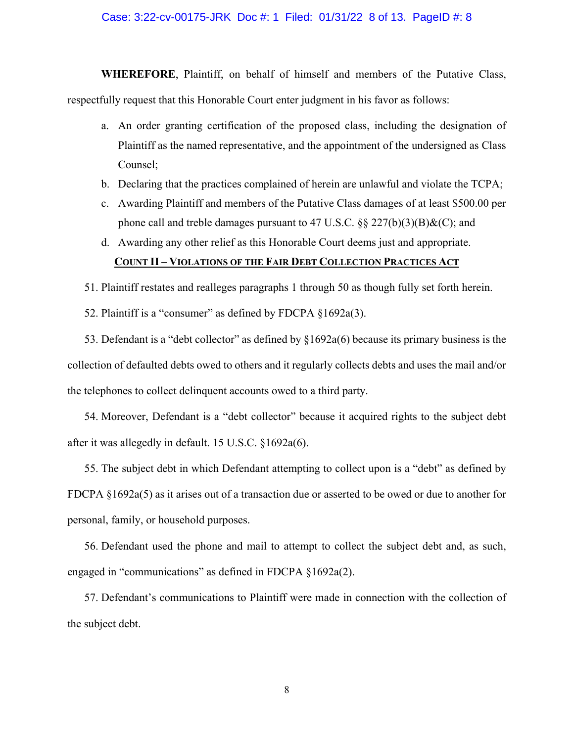**WHEREFORE**, Plaintiff, on behalf of himself and members of the Putative Class, respectfully request that this Honorable Court enter judgment in his favor as follows:

a. An order granting certification of the proposed class, including the designation of Plaintiff as the named representative, and the appointment of the undersigned as Class Counsel;

b. Declaring that the practices complained of herein are unlawful and violate the TCPA;

c. Awarding Plaintiff and members of the Putative Class damages of at least $500.00 per phone call and treble damages pursuant to 47 U.S.C. §§ 227(b)(3)(B)&(C); and

d. Awarding any other relief as this Honorable Court deems just and appropriate.

## COUNT II – VIOLATIONS OF THE FAIR DEBT COLLECTION PRACTICES ACT

51. Plaintiff restates and realleges paragraphs 1 through 50 as though fully set forth herein.

52. Plaintiff is a "consumer" as defined by FDCPA §1692a(3).

53. Defendant is a "debt collector" as defined by §1692a(6) because its primary business is the collection of defaulted debts owed to others and it regularly collects debts and uses the mail and/or the telephones to collect delinquent accounts owed to a third party.

54. Moreover, Defendant is a "debt collector" because it acquired rights to the subject debt after it was allegedly in default. 15 U.S.C. §1692a(6).

55. The subject debt in which Defendant attempting to collect upon is a "debt" as defined by FDCPA §1692a(5) as it arises out of a transaction due or asserted to be owed or due to another for personal, family, or household purposes.

56. Defendant used the phone and mail to attempt to collect the subject debt and, as such, engaged in "communications" as defined in FDCPA §1692a(2).

57. Defendant's communications to Plaintiff were made in connection with the collection of the subject debt.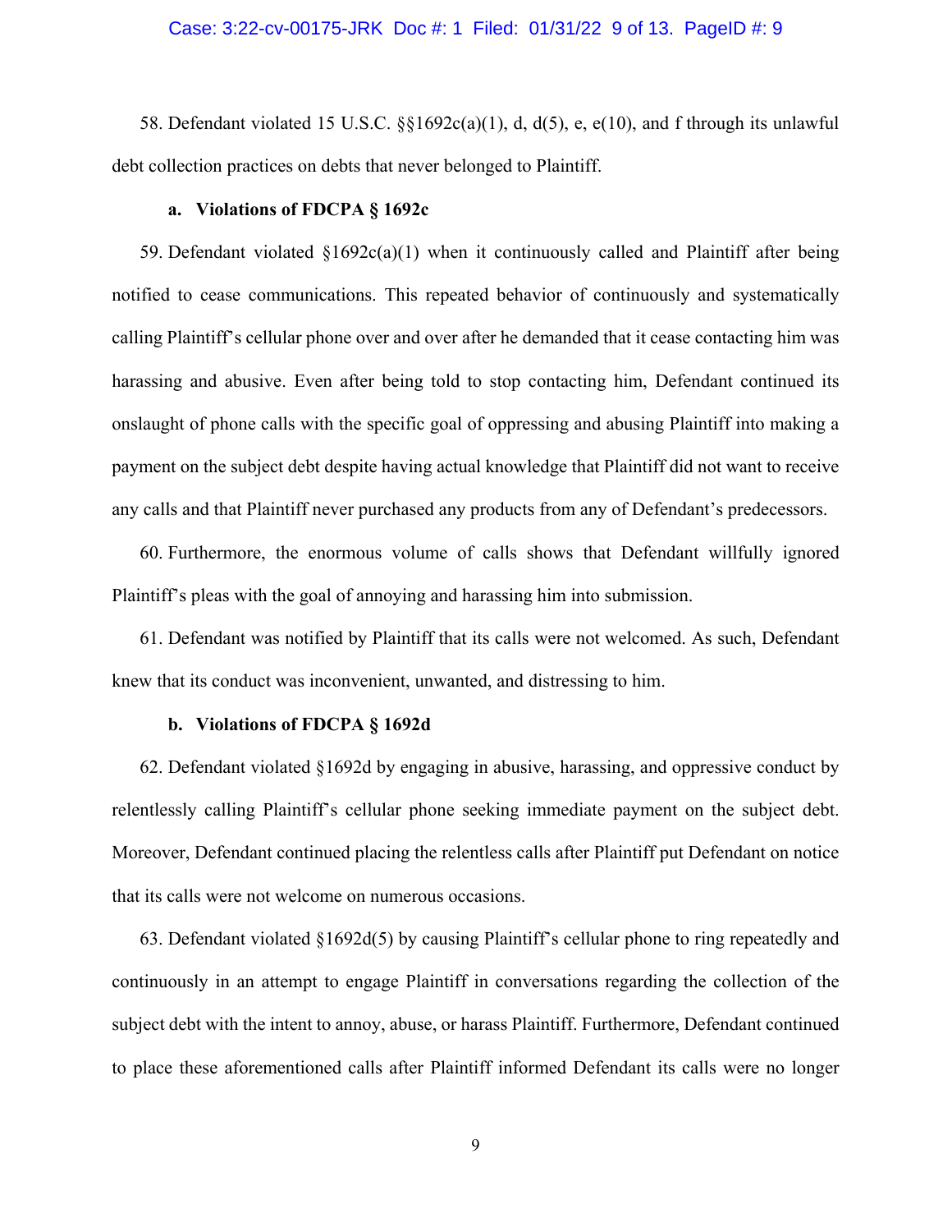58. Defendant violated 15 U.S.C. §§1692c(a)(1), d, d(5), e, e(10), and f through its unlawful debt collection practices on debts that never belonged to Plaintiff.

**a. Violations of FDCPA § 1692c**

59. Defendant violated §1692c(a)(1) when it continuously called and Plaintiff after being notified to cease communications. This repeated behavior of continuously and systematically calling Plaintiff's cellular phone over and over after he demanded that it cease contacting him was harassing and abusive. Even after being told to stop contacting him, Defendant continued its onslaught of phone calls with the specific goal of oppressing and abusing Plaintiff into making a payment on the subject debt despite having actual knowledge that Plaintiff did not want to receive any calls and that Plaintiff never purchased any products from any of Defendant's predecessors.

60. Furthermore, the enormous volume of calls shows that Defendant willfully ignored Plaintiff's pleas with the goal of annoying and harassing him into submission.

61. Defendant was notified by Plaintiff that its calls were not welcomed. As such, Defendant knew that its conduct was inconvenient, unwanted, and distressing to him.

**b. Violations of FDCPA § 1692d**

62. Defendant violated §1692d by engaging in abusive, harassing, and oppressive conduct by relentlessly calling Plaintiff's cellular phone seeking immediate payment on the subject debt. Moreover, Defendant continued placing the relentless calls after Plaintiff put Defendant on notice that its calls were not welcome on numerous occasions.

63. Defendant violated §1692d(5) by causing Plaintiff's cellular phone to ring repeatedly and continuously in an attempt to engage Plaintiff in conversations regarding the collection of the subject debt with the intent to annoy, abuse, or harass Plaintiff. Furthermore, Defendant continued to place these aforementioned calls after Plaintiff informed Defendant its calls were no longer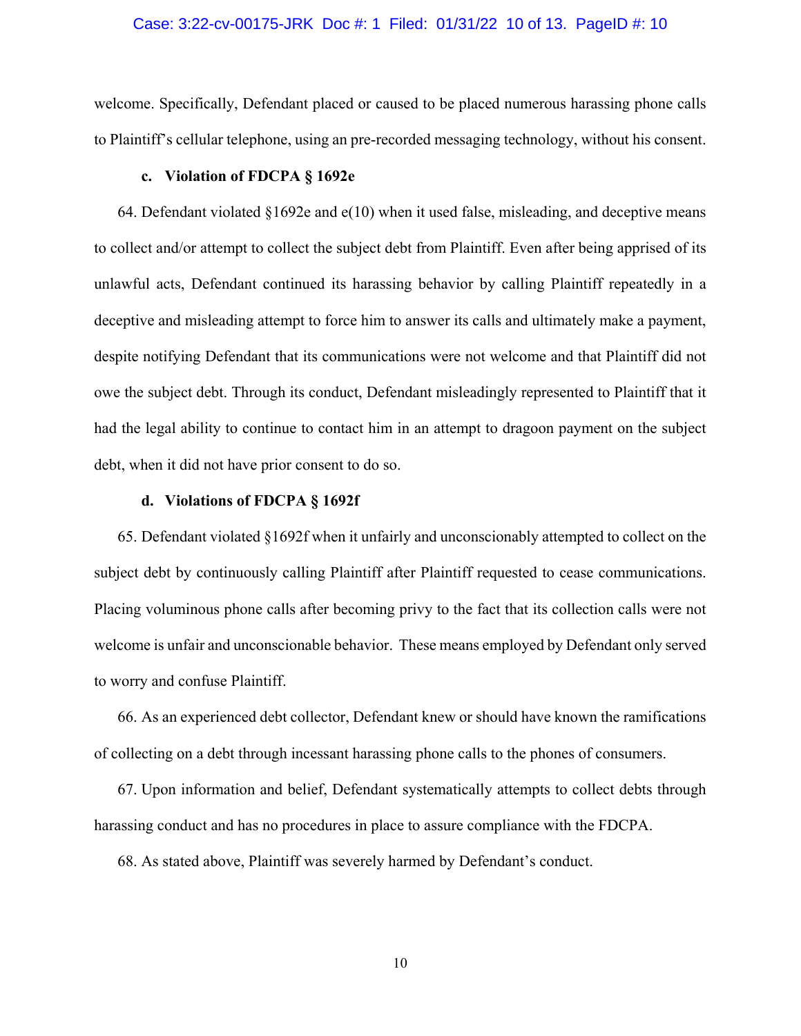welcome. Specifically, Defendant placed or caused to be placed numerous harassing phone calls to Plaintiff's cellular telephone, using an pre-recorded messaging technology, without his consent.

**c. Violation of FDCPA § 1692e**

64. Defendant violated §1692e and e(10) when it used false, misleading, and deceptive means to collect and/or attempt to collect the subject debt from Plaintiff. Even after being apprised of its unlawful acts, Defendant continued its harassing behavior by calling Plaintiff repeatedly in a deceptive and misleading attempt to force him to answer its calls and ultimately make a payment, despite notifying Defendant that its communications were not welcome and that Plaintiff did not owe the subject debt. Through its conduct, Defendant misleadingly represented to Plaintiff that it had the legal ability to continue to contact him in an attempt to dragoon payment on the subject debt, when it did not have prior consent to do so.

**d. Violations of FDCPA § 1692f**

65. Defendant violated §1692f when it unfairly and unconscionably attempted to collect on the subject debt by continuously calling Plaintiff after Plaintiff requested to cease communications. Placing voluminous phone calls after becoming privy to the fact that its collection calls were not welcome is unfair and unconscionable behavior. These means employed by Defendant only served to worry and confuse Plaintiff.

66. As an experienced debt collector, Defendant knew or should have known the ramifications of collecting on a debt through incessant harassing phone calls to the phones of consumers.

67. Upon information and belief, Defendant systematically attempts to collect debts through harassing conduct and has no procedures in place to assure compliance with the FDCPA.

68. As stated above, Plaintiff was severely harmed by Defendant's conduct.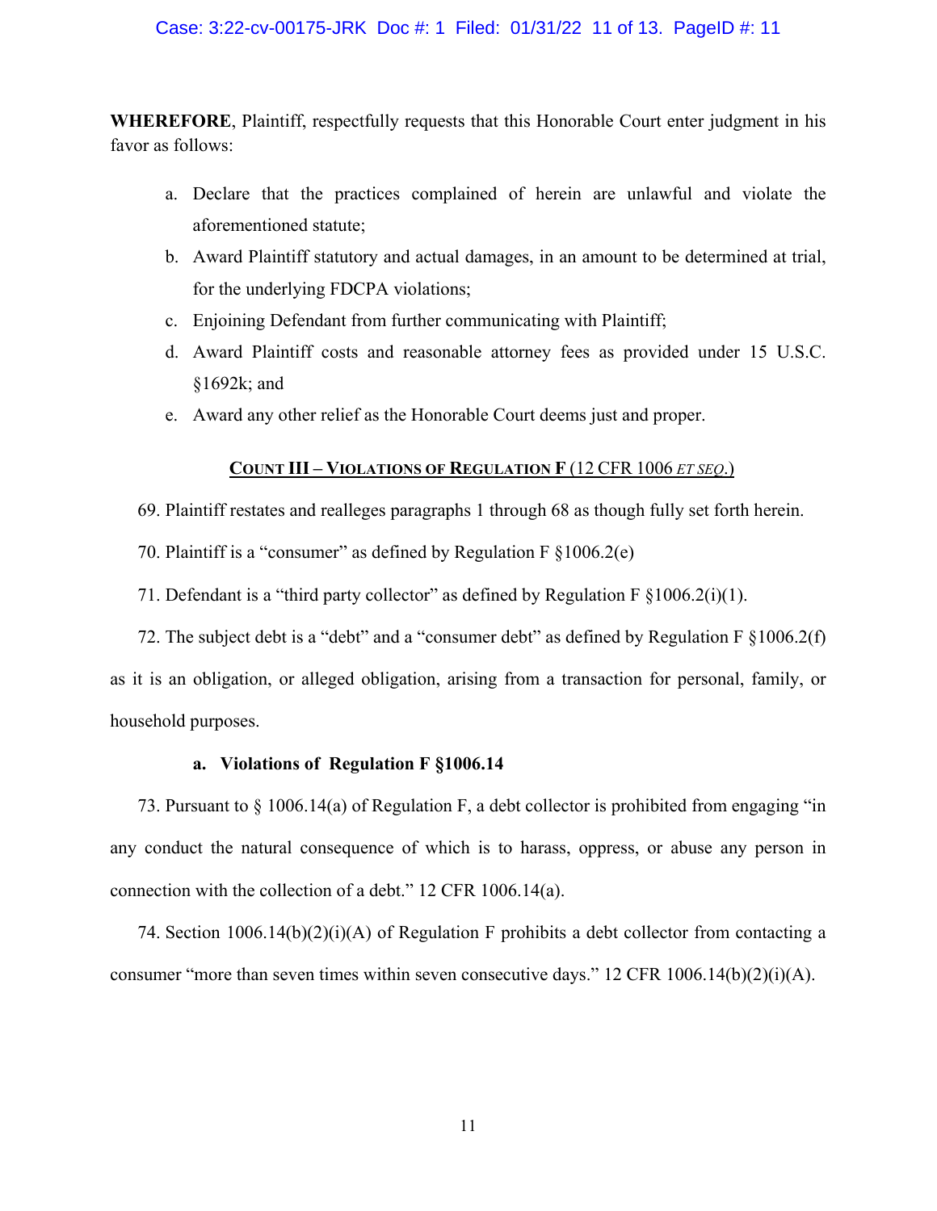**WHEREFORE**, Plaintiff, respectfully requests that this Honorable Court enter judgment in his favor as follows:

a. Declare that the practices complained of herein are unlawful and violate the aforementioned statute;

b. Award Plaintiff statutory and actual damages, in an amount to be determined at trial, for the underlying FDCPA violations;

c. Enjoining Defendant from further communicating with Plaintiff;

d. Award Plaintiff costs and reasonable attorney fees as provided under 15 U.S.C. §1692k; and

e. Award any other relief as the Honorable Court deems just and proper.

## **COUNT III – VIOLATIONS OF REGULATION F** (12 CFR 1006 *ET SEQ.*)

69. Plaintiff restates and realleges paragraphs 1 through 68 as though fully set forth herein.

70. Plaintiff is a "consumer" as defined by Regulation F §1006.2(e)

71. Defendant is a "third party collector" as defined by Regulation F §1006.2(i)(1).

72. The subject debt is a "debt" and a "consumer debt" as defined by Regulation F §1006.2(f) as it is an obligation, or alleged obligation, arising from a transaction for personal, family, or household purposes.

### **a. Violations of Regulation F §1006.14**

73. Pursuant to § 1006.14(a) of Regulation F, a debt collector is prohibited from engaging "in any conduct the natural consequence of which is to harass, oppress, or abuse any person in connection with the collection of a debt." 12 CFR 1006.14(a).

74. Section 1006.14(b)(2)(i)(A) of Regulation F prohibits a debt collector from contacting a consumer "more than seven times within seven consecutive days." 12 CFR 1006.14(b)(2)(i)(A).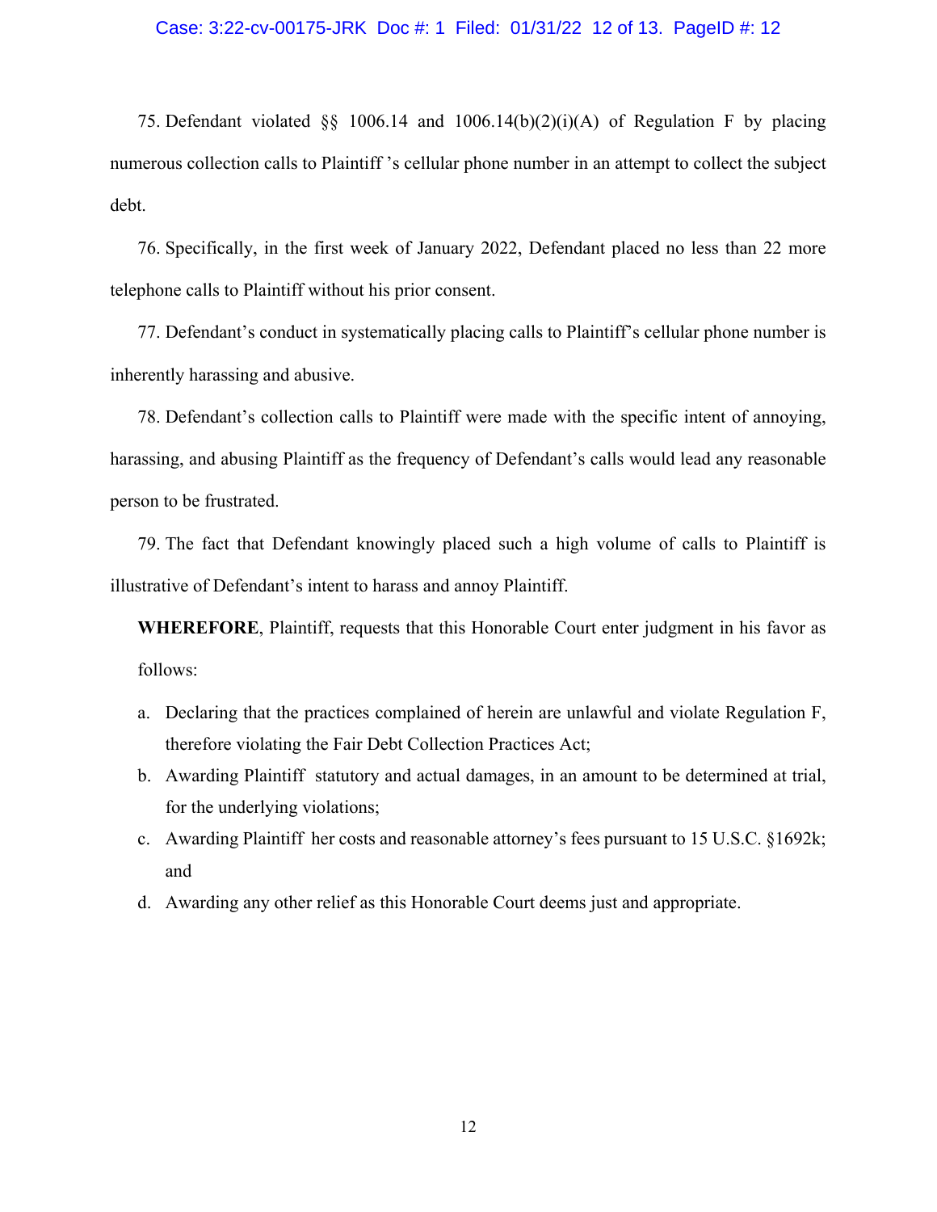75. Defendant violated §§ 1006.14 and 1006.14(b)(2)(i)(A) of Regulation F by placing numerous collection calls to Plaintiff 's cellular phone number in an attempt to collect the subject debt.

76. Specifically, in the first week of January 2022, Defendant placed no less than 22 more telephone calls to Plaintiff without his prior consent.

77. Defendant's conduct in systematically placing calls to Plaintiff's cellular phone number is inherently harassing and abusive.

78. Defendant's collection calls to Plaintiff were made with the specific intent of annoying, harassing, and abusing Plaintiff as the frequency of Defendant's calls would lead any reasonable person to be frustrated.

79. The fact that Defendant knowingly placed such a high volume of calls to Plaintiff is illustrative of Defendant's intent to harass and annoy Plaintiff.

**WHEREFORE**, Plaintiff, requests that this Honorable Court enter judgment in his favor as follows:

a. Declaring that the practices complained of herein are unlawful and violate Regulation F, therefore violating the Fair Debt Collection Practices Act;
b. Awarding Plaintiff statutory and actual damages, in an amount to be determined at trial, for the underlying violations;
c. Awarding Plaintiff her costs and reasonable attorney's fees pursuant to 15 U.S.C. §1692k; and
d. Awarding any other relief as this Honorable Court deems just and appropriate.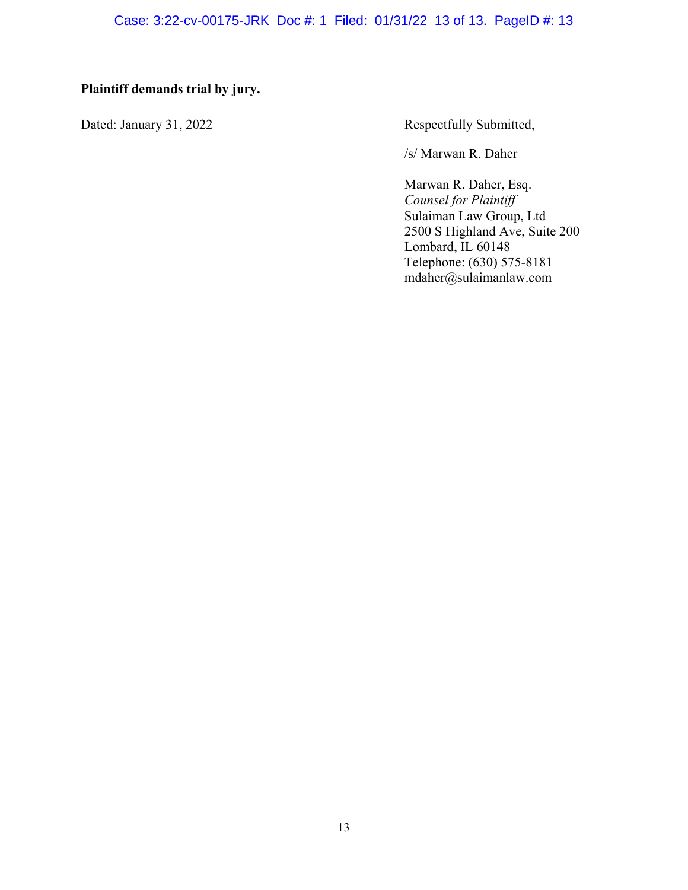**Plaintiff demands trial by jury.**

Dated: January 31, 2022

Respectfully Submitted,

/s/ Marwan R. Daher

Marwan R. Daher, Esq.
*Counsel for Plaintiff*
Sulaiman Law Group, Ltd
2500 S Highland Ave, Suite 200
Lombard, IL 60148
Telephone: (630) 575-8181
mdaher@sulaimanlaw.com